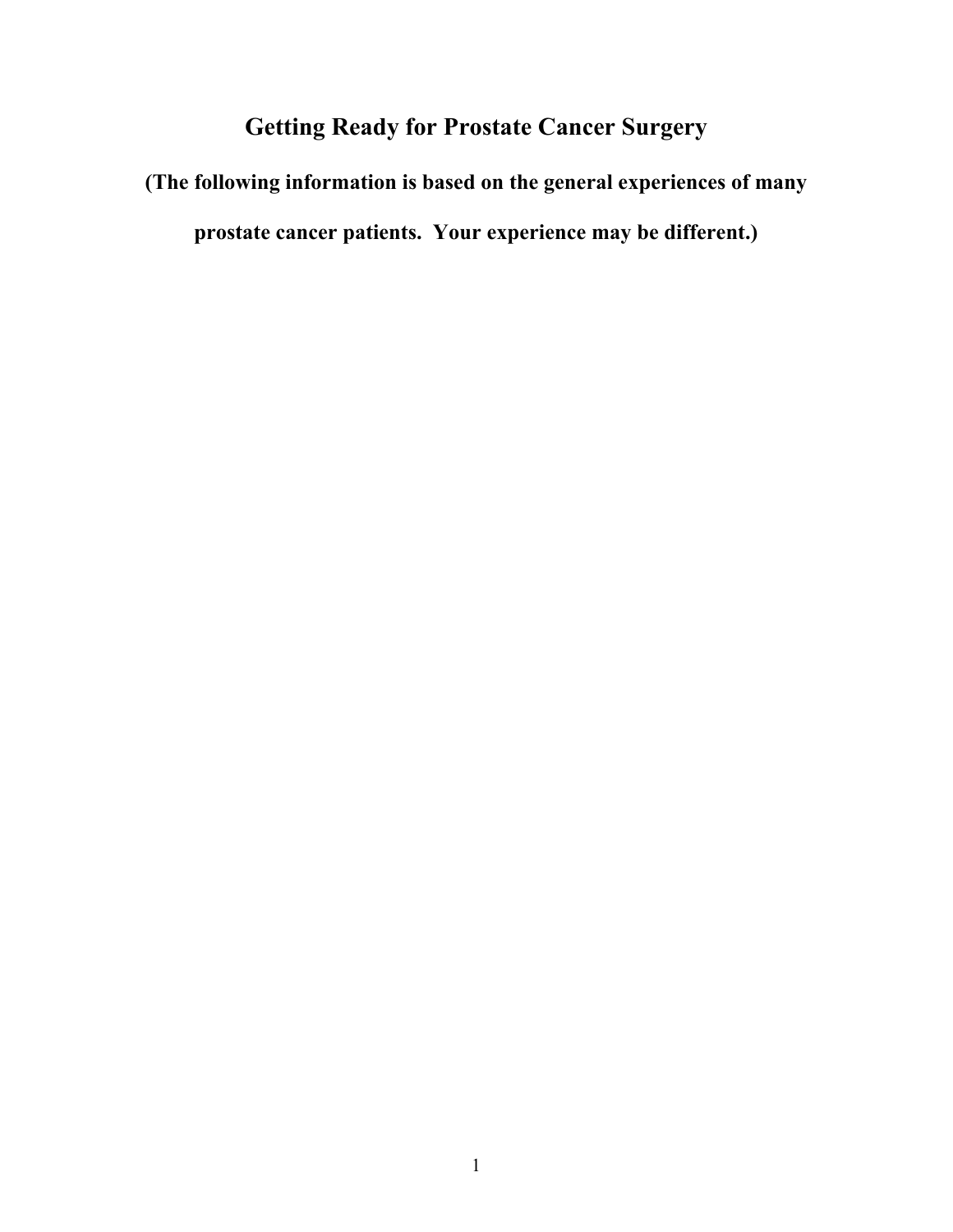# Getting Ready for Prostate Cancer Surgery

**(The following information is based on the general experiences of many prostate cancer patients. Your experience may be different.)**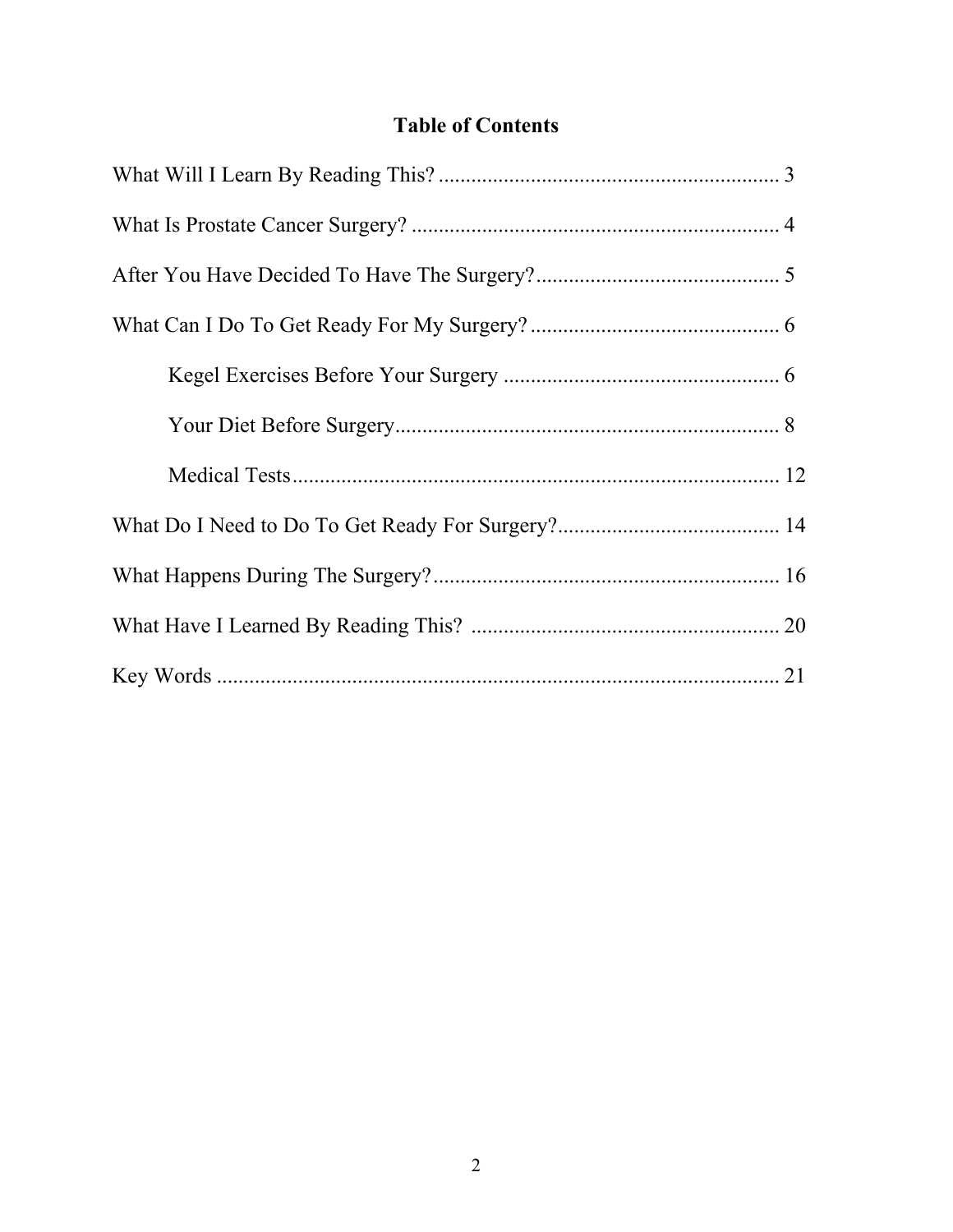# Table of Contents

What Will I Learn By Reading This? .............................................................. 3

What Is Prostate Cancer Surgery? .................................................................... 4

After You Have Decided To Have The Surgery?............................................. 5

What Can I Do To Get Ready For My Surgery? .............................................. 6

- Kegel Exercises Before Your Surgery ................................................... 6
- Your Diet Before Surgery....................................................................... 8
- Medical Tests.......................................................................................... 12

What Do I Need to Do To Get Ready For Surgery?......................................... 14

What Happens During The Surgery?................................................................ 16

What Have I Learned By Reading This? ......................................................... 20

Key Words ........................................................................................................ 21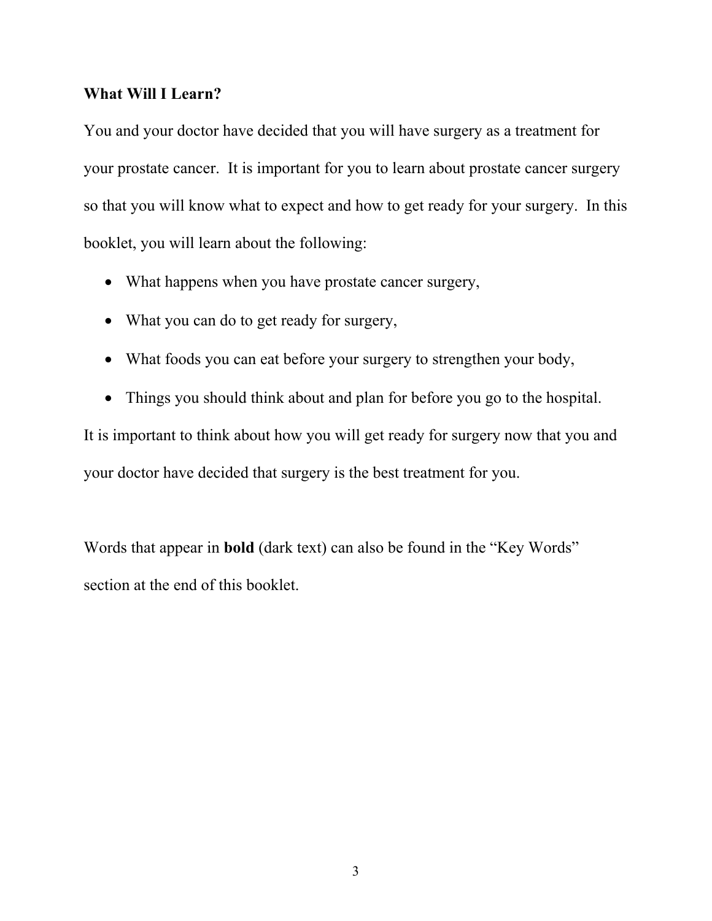## What Will I Learn?

You and your doctor have decided that you will have surgery as a treatment for your prostate cancer. It is important for you to learn about prostate cancer surgery so that you will know what to expect and how to get ready for your surgery. In this booklet, you will learn about the following:

- What happens when you have prostate cancer surgery,
- What you can do to get ready for surgery,
- What foods you can eat before your surgery to strengthen your body,
- Things you should think about and plan for before you go to the hospital.

It is important to think about how you will get ready for surgery now that you and your doctor have decided that surgery is the best treatment for you.

Words that appear in **bold** (dark text) can also be found in the "Key Words" section at the end of this booklet.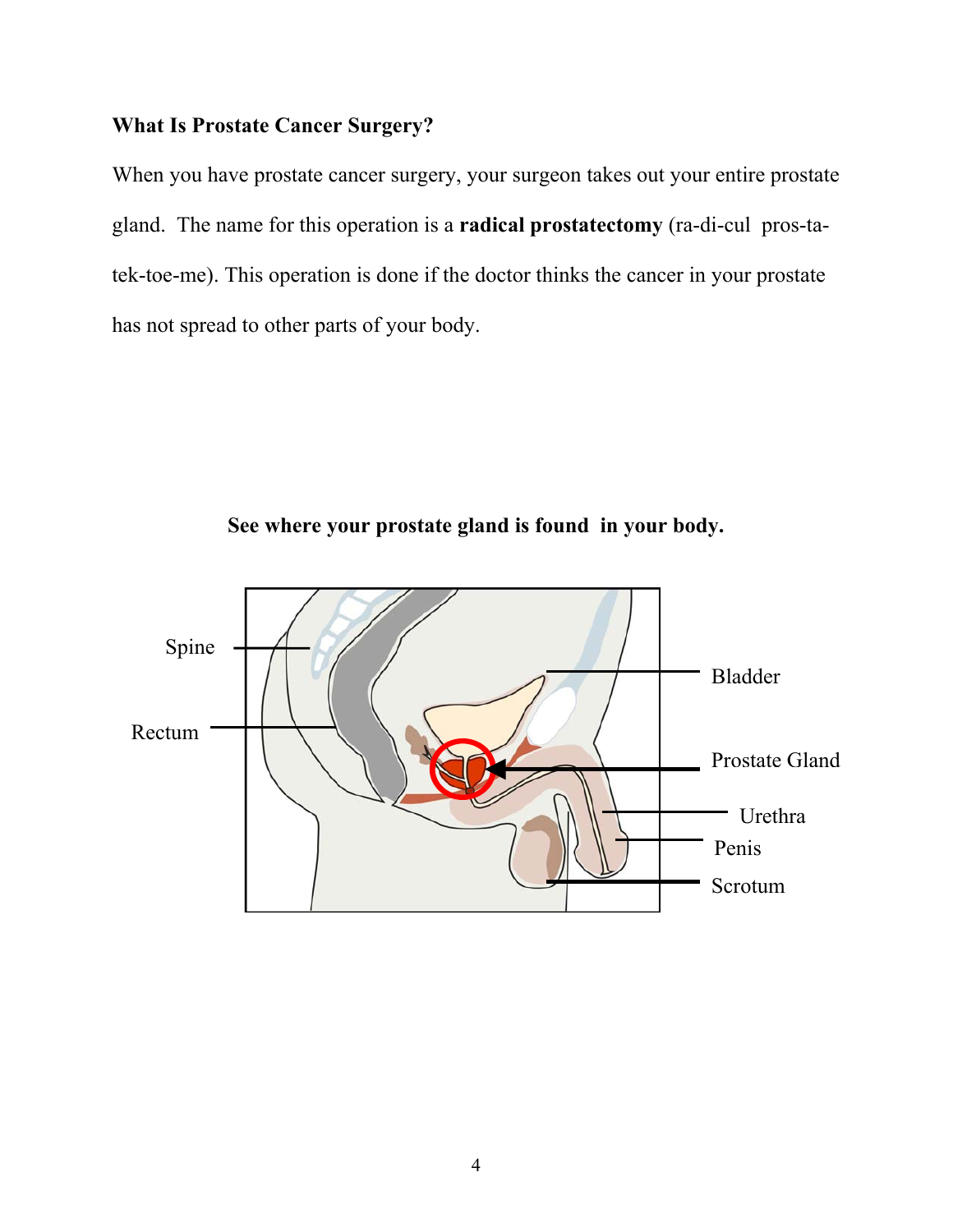**What Is Prostate Cancer Surgery?**

When you have prostate cancer surgery, your surgeon takes out your entire prostate gland. The name for this operation is a **radical prostatectomy** (ra-di-cul pros-ta-tek-toe-me). This operation is done if the doctor thinks the cancer in your prostate has not spread to other parts of your body.

**See where your prostate gland is found in your body.**

Spine

Rectum

Bladder

Prostate Gland

Urethra

Penis

Scrotum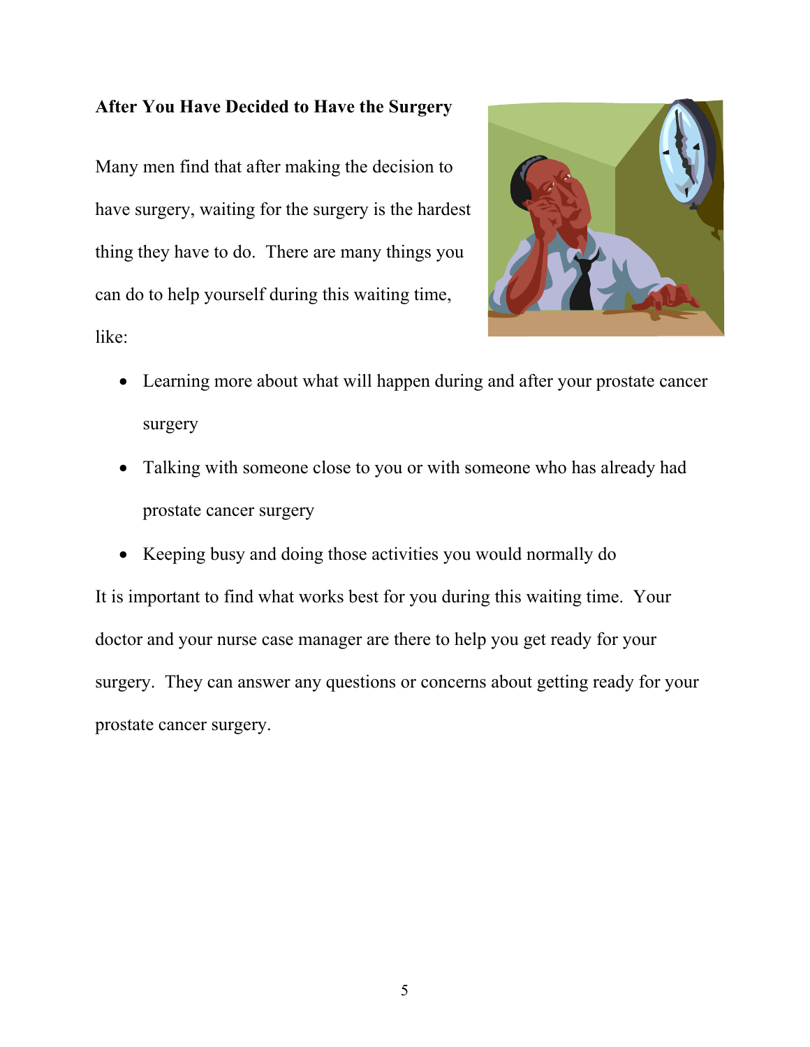**After You Have Decided to Have the Surgery**

Many men find that after making the decision to have surgery, waiting for the surgery is the hardest thing they have to do. There are many things you can do to help yourself during this waiting time, like:

- Learning more about what will happen during and after your prostate cancer surgery
- Talking with someone close to you or with someone who has already had prostate cancer surgery
- Keeping busy and doing those activities you would normally do

It is important to find what works best for you during this waiting time. Your doctor and your nurse case manager are there to help you get ready for your surgery. They can answer any questions or concerns about getting ready for your prostate cancer surgery.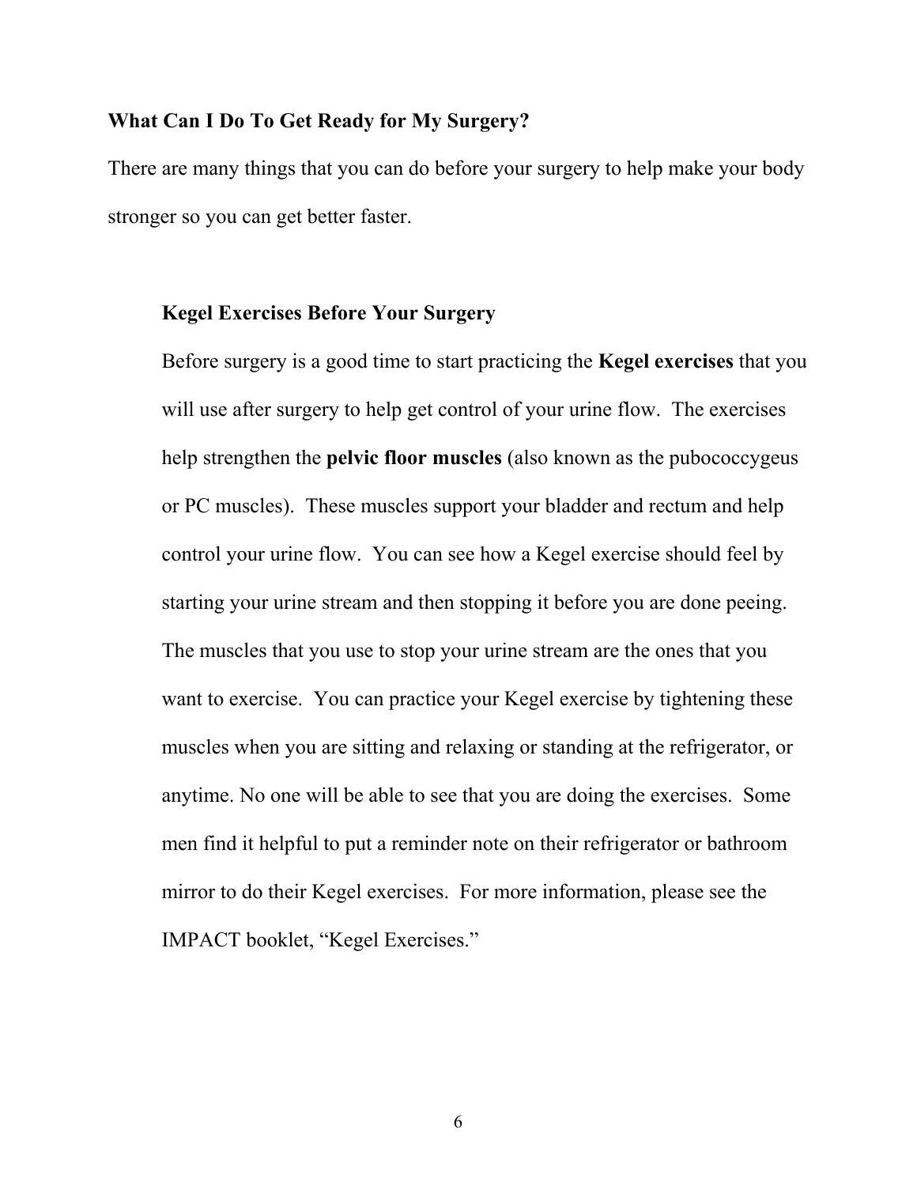## What Can I Do To Get Ready for My Surgery?

There are many things that you can do before your surgery to help make your body stronger so you can get better faster.

### Kegel Exercises Before Your Surgery

Before surgery is a good time to start practicing the **Kegel exercises** that you will use after surgery to help get control of your urine flow. The exercises help strengthen the **pelvic floor muscles** (also known as the pubococcygeus or PC muscles). These muscles support your bladder and rectum and help control your urine flow. You can see how a Kegel exercise should feel by starting your urine stream and then stopping it before you are done peeing. The muscles that you use to stop your urine stream are the ones that you want to exercise. You can practice your Kegel exercise by tightening these muscles when you are sitting and relaxing or standing at the refrigerator, or anytime. No one will be able to see that you are doing the exercises. Some men find it helpful to put a reminder note on their refrigerator or bathroom mirror to do their Kegel exercises. For more information, please see the IMPACT booklet, "Kegel Exercises."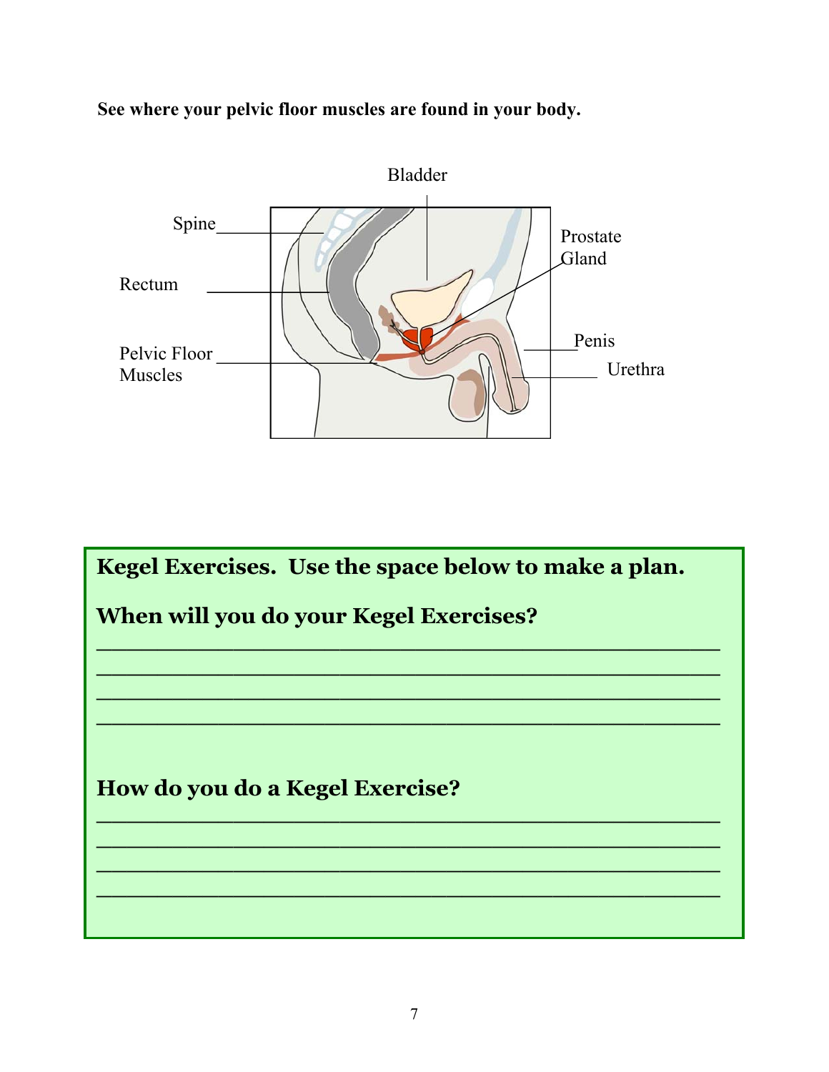**See where your pelvic floor muscles are found in your body.**

Bladder

Spine

Prostate Gland

Rectum

Penis

Pelvic Floor Muscles

Urethra

**Kegel Exercises. Use the space below to make a plan.**

**When will you do your Kegel Exercises?**

___________________________________________

___________________________________________

___________________________________________

___________________________________________

**How do you do a Kegel Exercise?**

___________________________________________

___________________________________________

___________________________________________

___________________________________________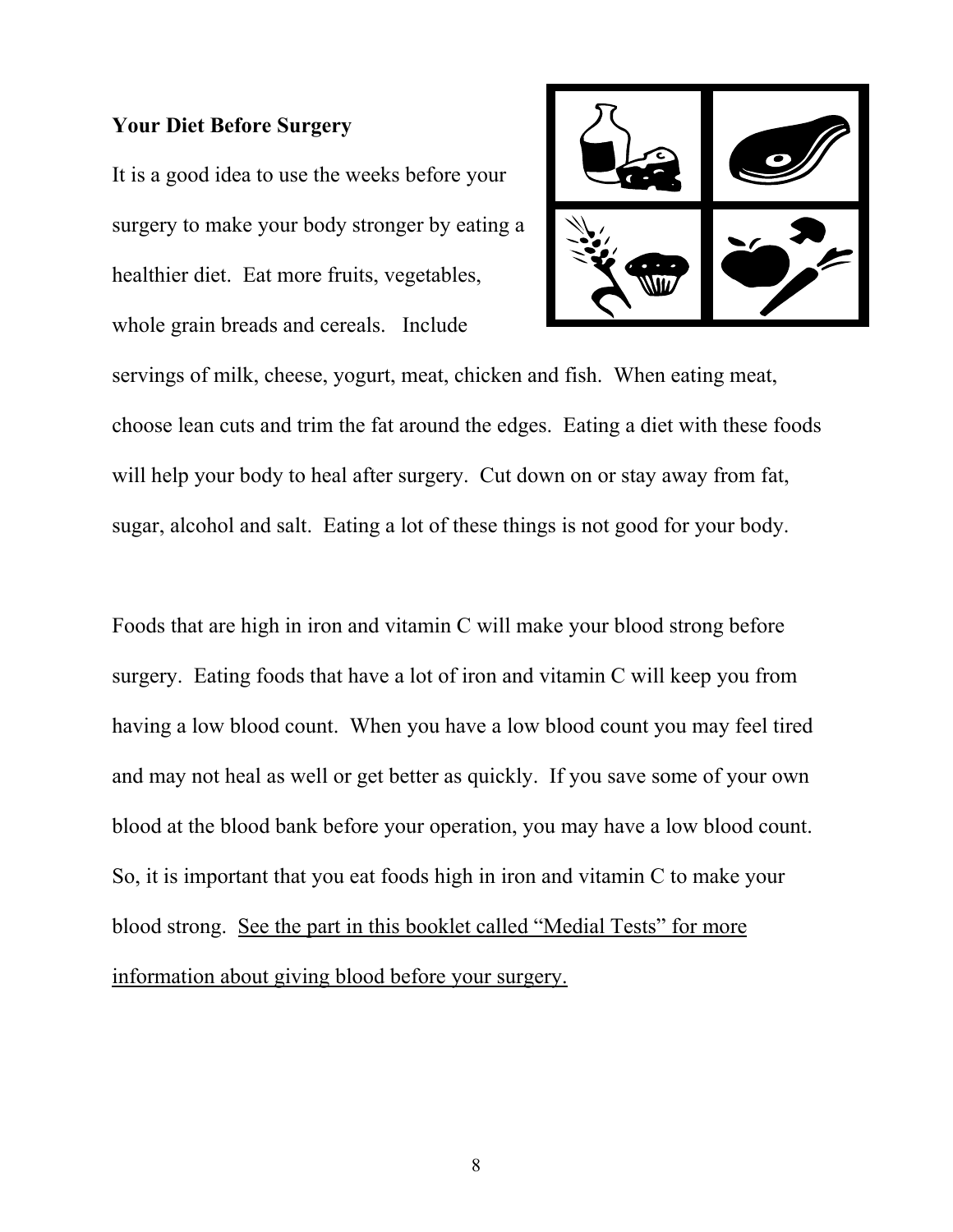**Your Diet Before Surgery**

It is a good idea to use the weeks before your surgery to make your body stronger by eating a healthier diet. Eat more fruits, vegetables, whole grain breads and cereals. Include servings of milk, cheese, yogurt, meat, chicken and fish. When eating meat, choose lean cuts and trim the fat around the edges. Eating a diet with these foods will help your body to heal after surgery. Cut down on or stay away from fat, sugar, alcohol and salt. Eating a lot of these things is not good for your body.

Foods that are high in iron and vitamin C will make your blood strong before surgery. Eating foods that have a lot of iron and vitamin C will keep you from having a low blood count. When you have a low blood count you may feel tired and may not heal as well or get better as quickly. If you save some of your own blood at the blood bank before your operation, you may have a low blood count. So, it is important that you eat foods high in iron and vitamin C to make your blood strong. <u>See the part in this booklet called "Medial Tests" for more information about giving blood before your surgery.</u>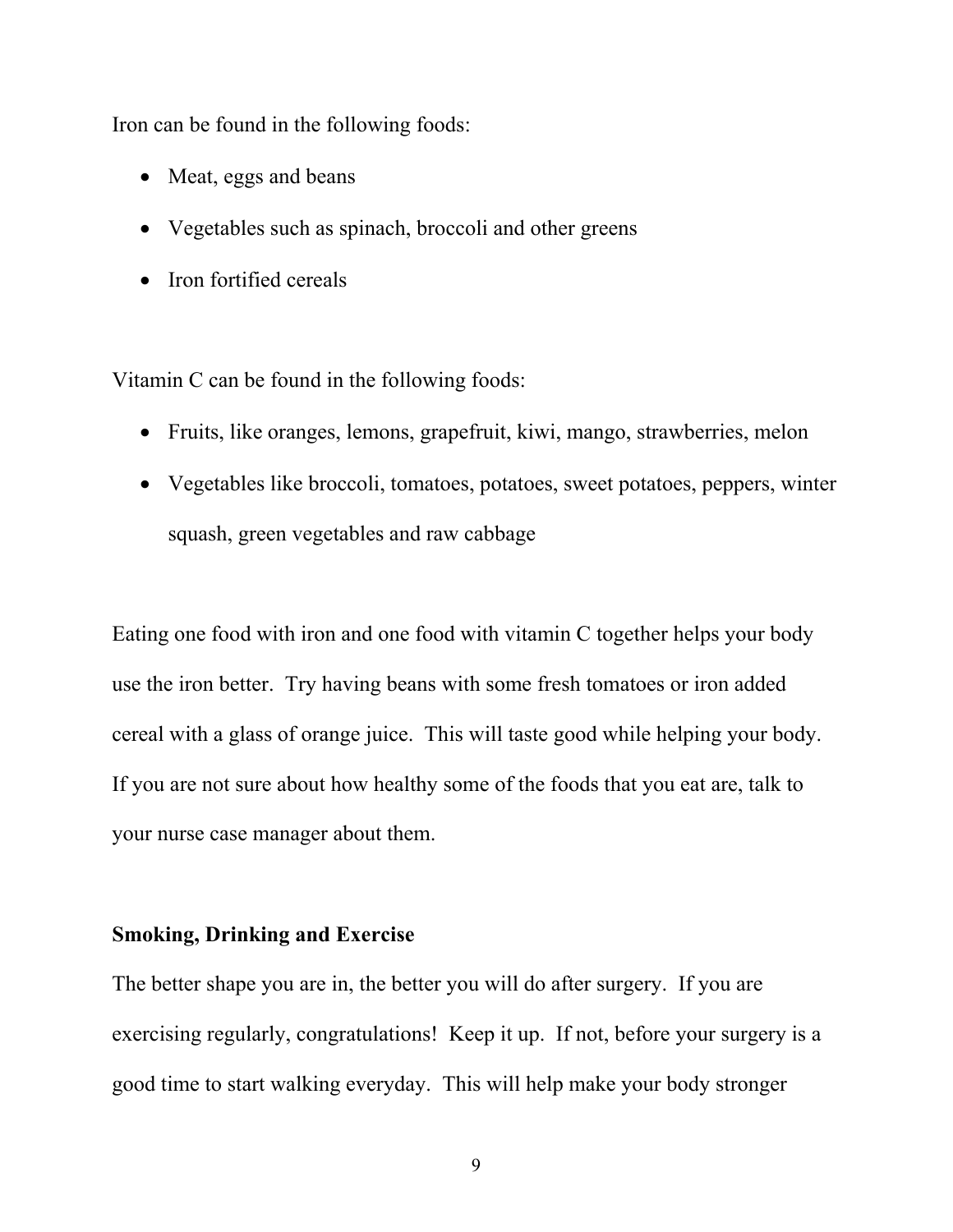Iron can be found in the following foods:

- Meat, eggs and beans
- Vegetables such as spinach, broccoli and other greens
- Iron fortified cereals

Vitamin C can be found in the following foods:

- Fruits, like oranges, lemons, grapefruit, kiwi, mango, strawberries, melon
- Vegetables like broccoli, tomatoes, potatoes, sweet potatoes, peppers, winter squash, green vegetables and raw cabbage

Eating one food with iron and one food with vitamin C together helps your body use the iron better. Try having beans with some fresh tomatoes or iron added cereal with a glass of orange juice. This will taste good while helping your body. If you are not sure about how healthy some of the foods that you eat are, talk to your nurse case manager about them.

**Smoking, Drinking and Exercise**

The better shape you are in, the better you will do after surgery. If you are exercising regularly, congratulations! Keep it up. If not, before your surgery is a good time to start walking everyday. This will help make your body stronger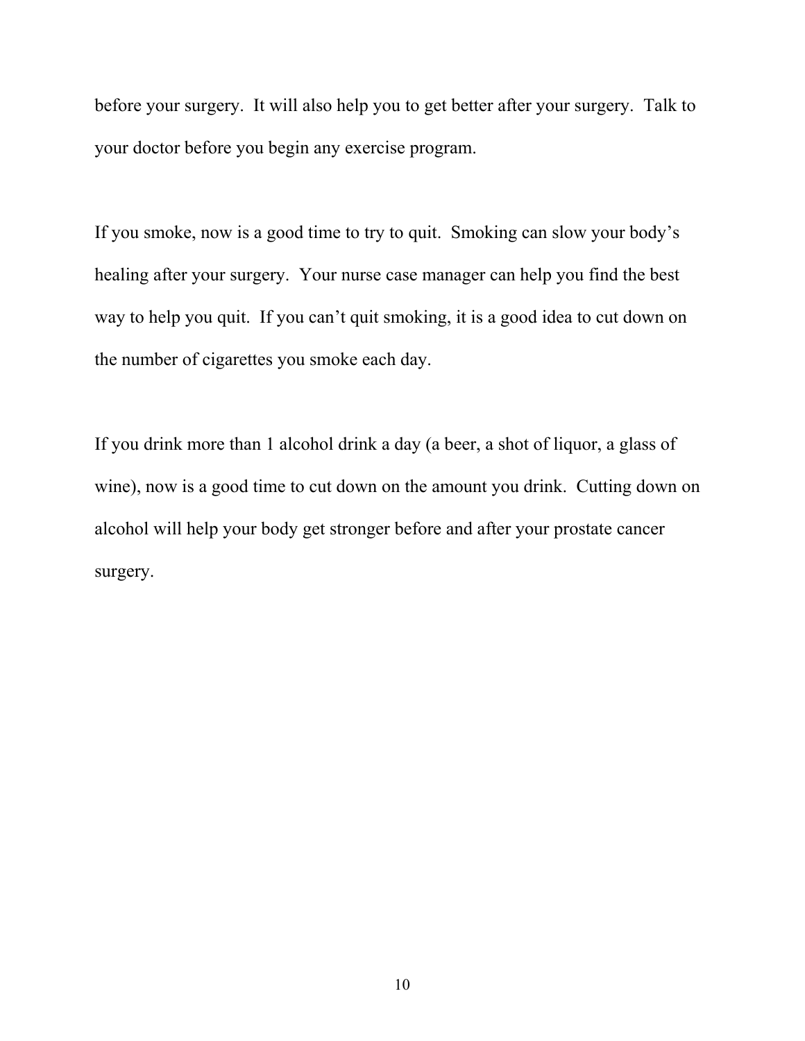before your surgery.  It will also help you to get better after your surgery.  Talk to your doctor before you begin any exercise program.

If you smoke, now is a good time to try to quit.  Smoking can slow your body's healing after your surgery.  Your nurse case manager can help you find the best way to help you quit.  If you can't quit smoking, it is a good idea to cut down on the number of cigarettes you smoke each day.

If you drink more than 1 alcohol drink a day (a beer, a shot of liquor, a glass of wine), now is a good time to cut down on the amount you drink.  Cutting down on alcohol will help your body get stronger before and after your prostate cancer surgery.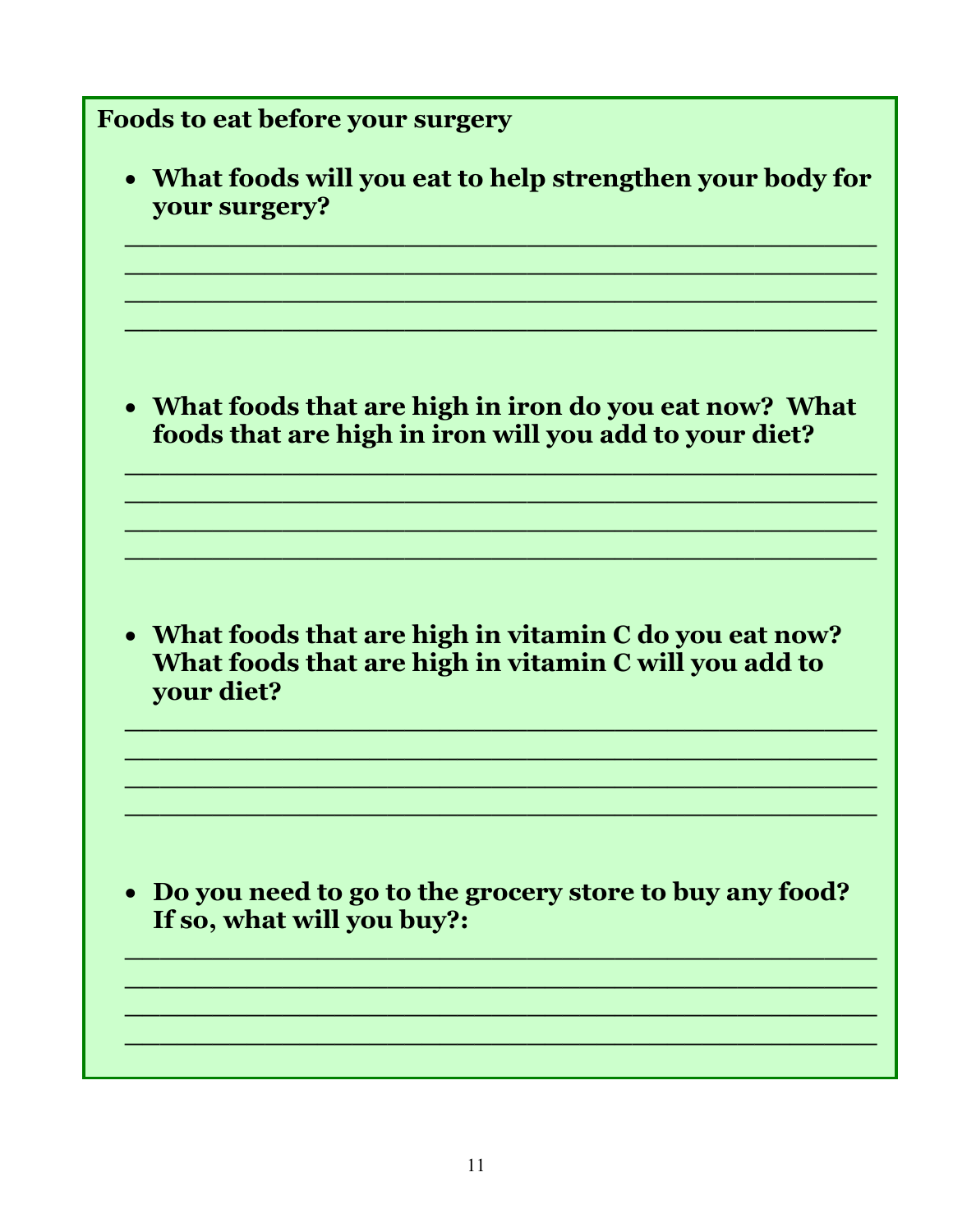**Foods to eat before your surgery**

- **What foods will you eat to help strengthen your body for your surgery?**

______________________________________________
______________________________________________
______________________________________________
______________________________________________

- **What foods that are high in iron do you eat now? What foods that are high in iron will you add to your diet?**

______________________________________________
______________________________________________
______________________________________________
______________________________________________

- **What foods that are high in vitamin C do you eat now? What foods that are high in vitamin C will you add to your diet?**

______________________________________________
______________________________________________
______________________________________________
______________________________________________

- **Do you need to go to the grocery store to buy any food? If so, what will you buy?:**

______________________________________________
______________________________________________
______________________________________________
______________________________________________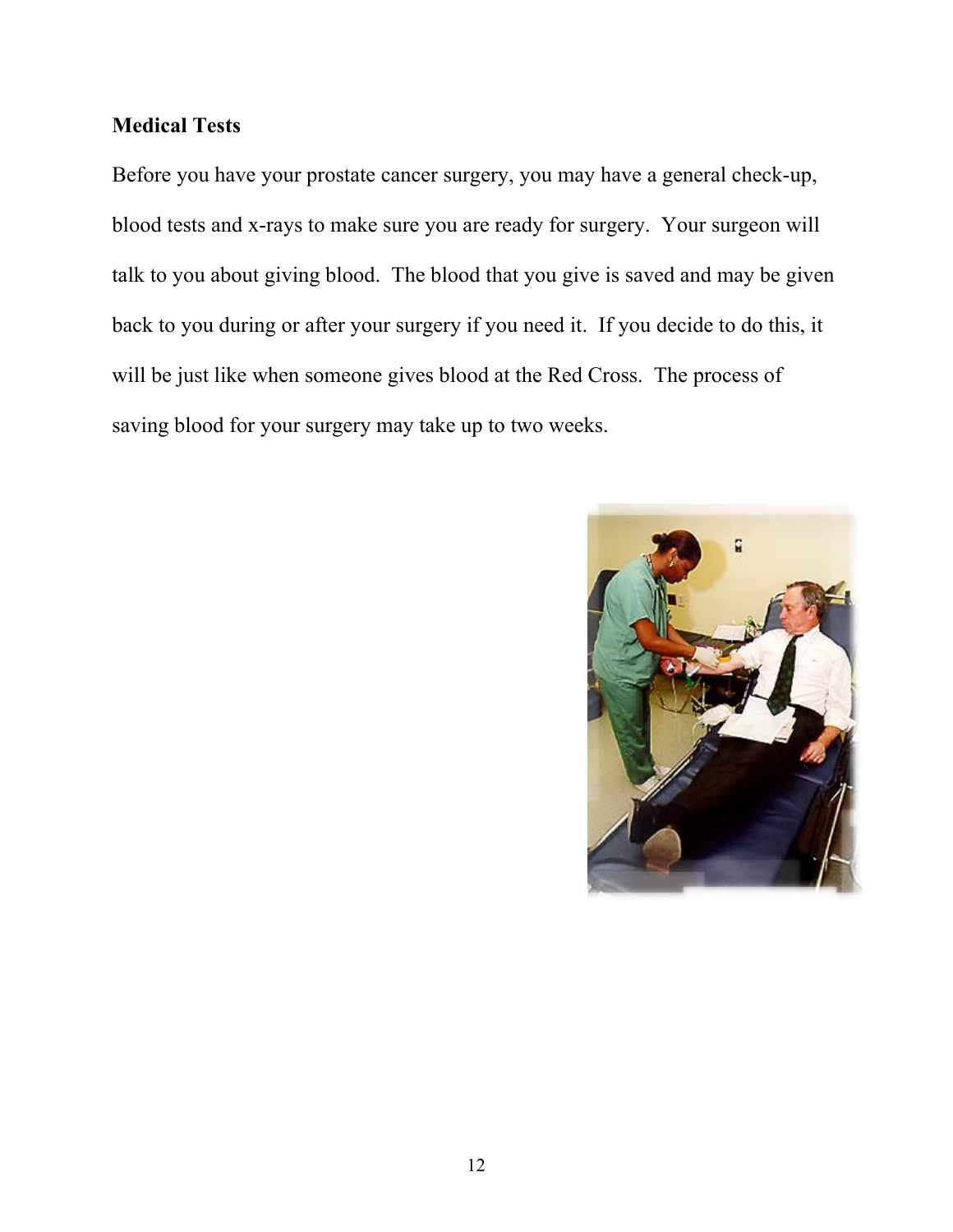## Medical Tests

Before you have your prostate cancer surgery, you may have a general check-up, blood tests and x-rays to make sure you are ready for surgery. Your surgeon will talk to you about giving blood. The blood that you give is saved and may be given back to you during or after your surgery if you need it. If you decide to do this, it will be just like when someone gives blood at the Red Cross. The process of saving blood for your surgery may take up to two weeks.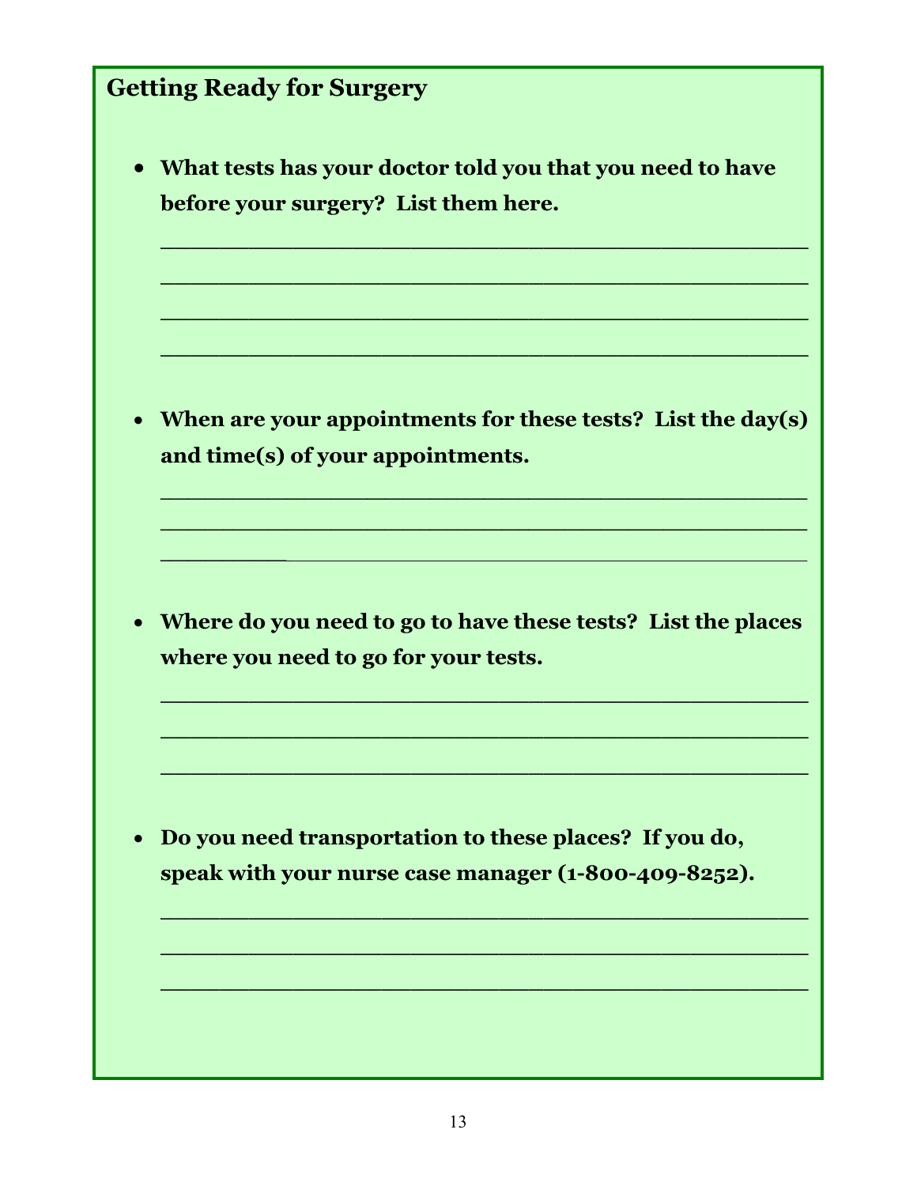## Getting Ready for Surgery

- **What tests has your doctor told you that you need to have before your surgery? List them here.**

_______________________________________________
_______________________________________________
_______________________________________________
_______________________________________________

- **When are your appointments for these tests? List the day(s) and time(s) of your appointments.**

_______________________________________________
_______________________________________________
_______________________________________________

- **Where do you need to go to have these tests? List the places where you need to go for your tests.**

_______________________________________________
_______________________________________________
_______________________________________________

- **Do you need transportation to these places? If you do, speak with your nurse case manager (1-800-409-8252).**

_______________________________________________
_______________________________________________
_______________________________________________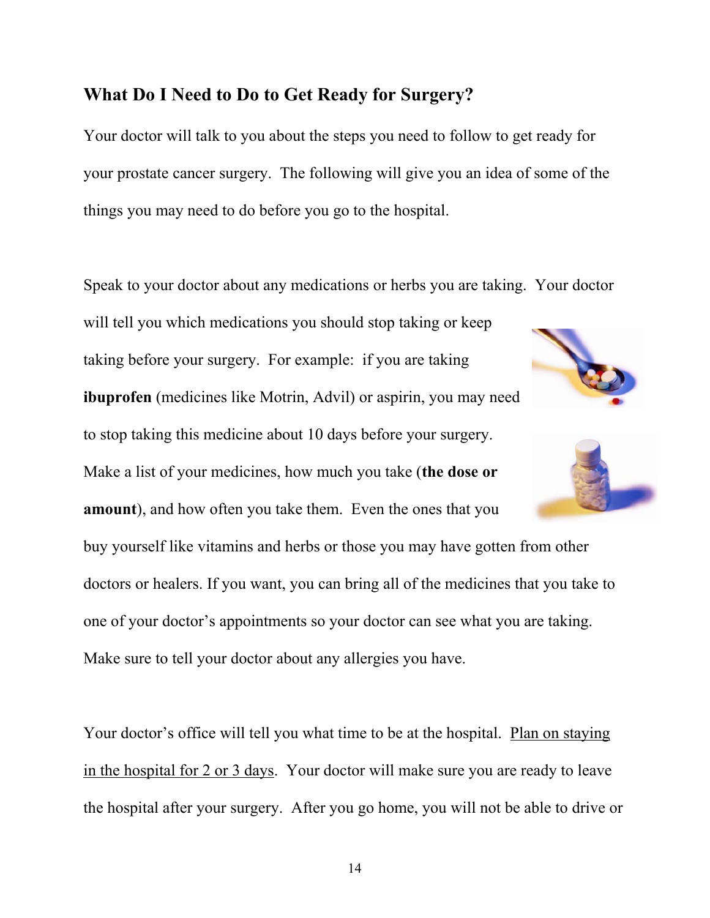## What Do I Need to Do to Get Ready for Surgery?

Your doctor will talk to you about the steps you need to follow to get ready for your prostate cancer surgery. The following will give you an idea of some of the things you may need to do before you go to the hospital.

Speak to your doctor about any medications or herbs you are taking. Your doctor will tell you which medications you should stop taking or keep taking before your surgery. For example: if you are taking **ibuprofen** (medicines like Motrin, Advil) or aspirin, you may need to stop taking this medicine about 10 days before your surgery. Make a list of your medicines, how much you take (**the dose or amount**), and how often you take them. Even the ones that you buy yourself like vitamins and herbs or those you may have gotten from other doctors or healers. If you want, you can bring all of the medicines that you take to one of your doctor's appointments so your doctor can see what you are taking. Make sure to tell your doctor about any allergies you have.

Your doctor's office will tell you what time to be at the hospital. <u>Plan on staying in the hospital for 2 or 3 days</u>. Your doctor will make sure you are ready to leave the hospital after your surgery. After you go home, you will not be able to drive or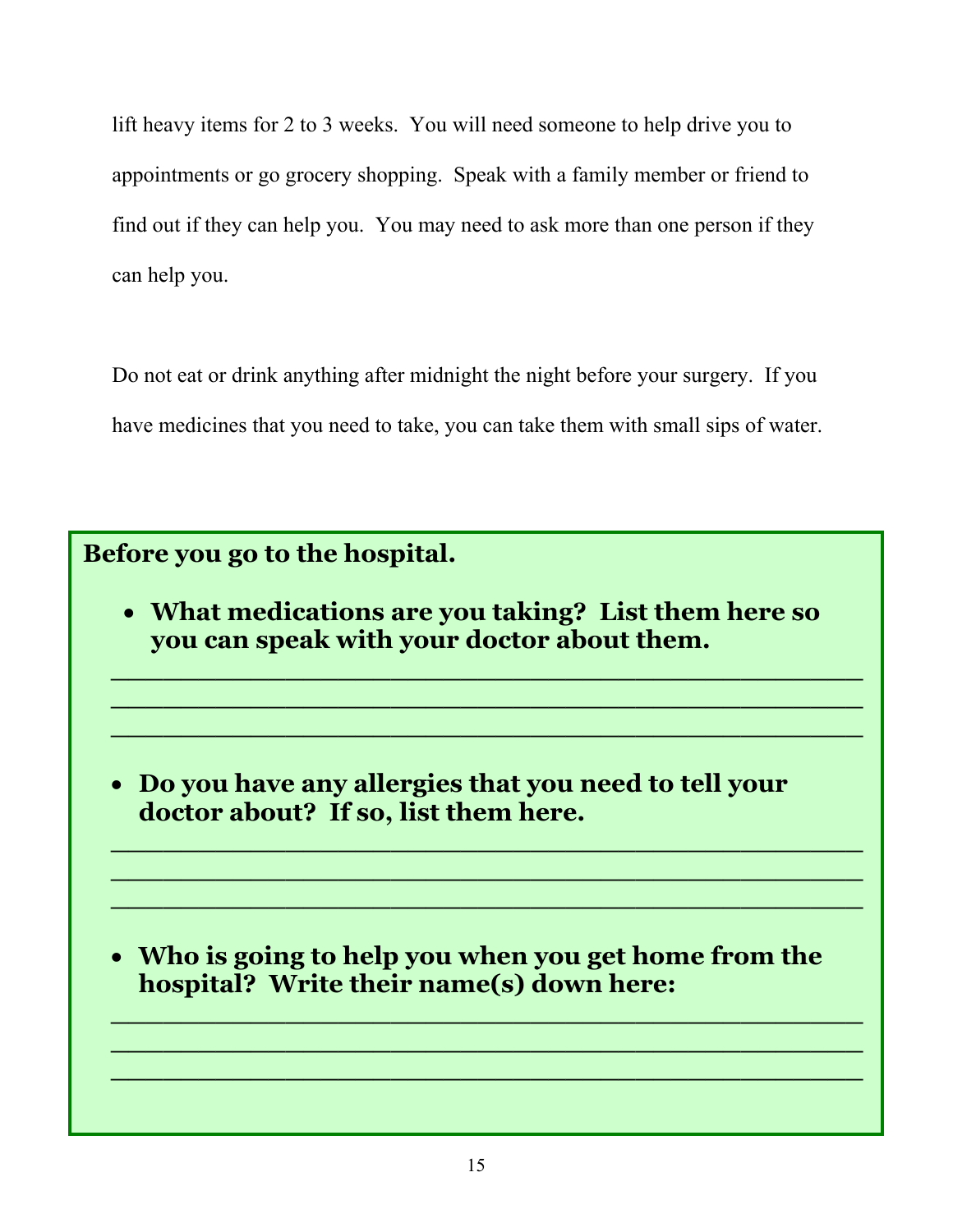lift heavy items for 2 to 3 weeks. You will need someone to help drive you to appointments or go grocery shopping. Speak with a family member or friend to find out if they can help you. You may need to ask more than one person if they can help you.

Do not eat or drink anything after midnight the night before your surgery. If you have medicines that you need to take, you can take them with small sips of water.

**Before you go to the hospital.**

- **What medications are you taking? List them here so you can speak with your doctor about them.**

____________________________________________
____________________________________________
____________________________________________

- **Do you have any allergies that you need to tell your doctor about? If so, list them here.**

____________________________________________
____________________________________________
____________________________________________

- **Who is going to help you when you get home from the hospital? Write their name(s) down here:**

____________________________________________
____________________________________________
____________________________________________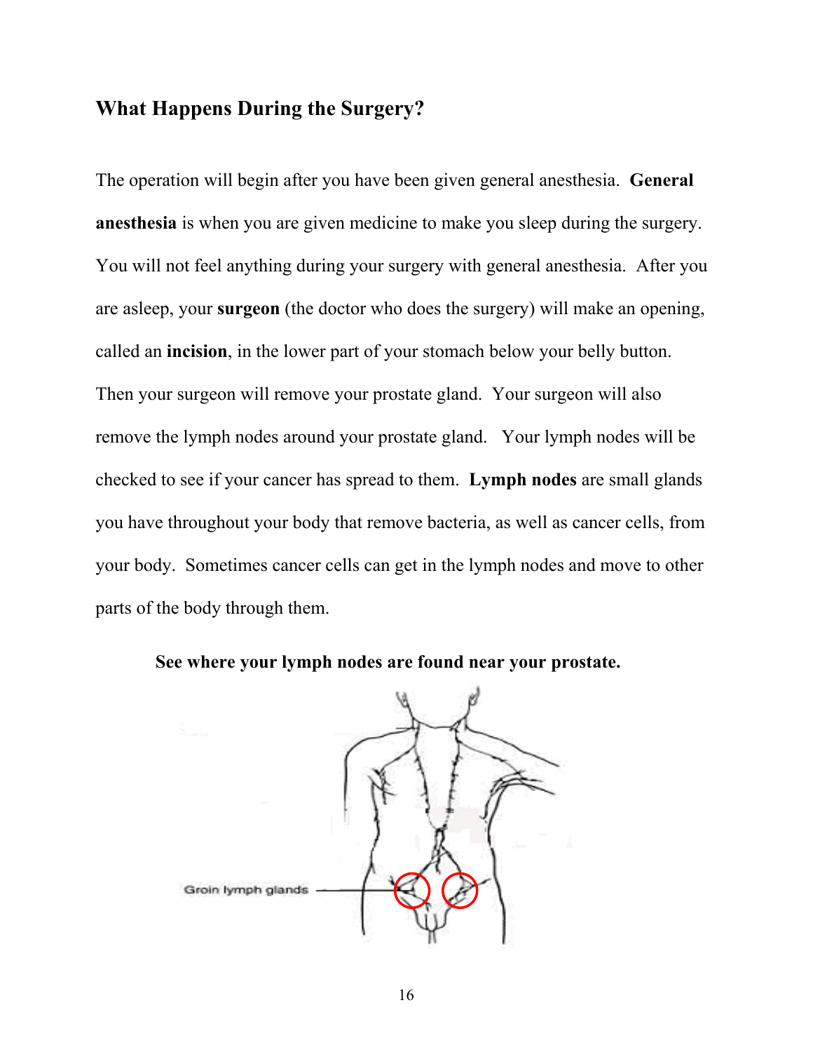## What Happens During the Surgery?

The operation will begin after you have been given general anesthesia. **General anesthesia** is when you are given medicine to make you sleep during the surgery. You will not feel anything during your surgery with general anesthesia. After you are asleep, your **surgeon** (the doctor who does the surgery) will make an opening, called an **incision**, in the lower part of your stomach below your belly button. Then your surgeon will remove your prostate gland. Your surgeon will also remove the lymph nodes around your prostate gland. Your lymph nodes will be checked to see if your cancer has spread to them. **Lymph nodes** are small glands you have throughout your body that remove bacteria, as well as cancer cells, from your body. Sometimes cancer cells can get in the lymph nodes and move to other parts of the body through them.

**See where your lymph nodes are found near your prostate.**

Groin lymph glands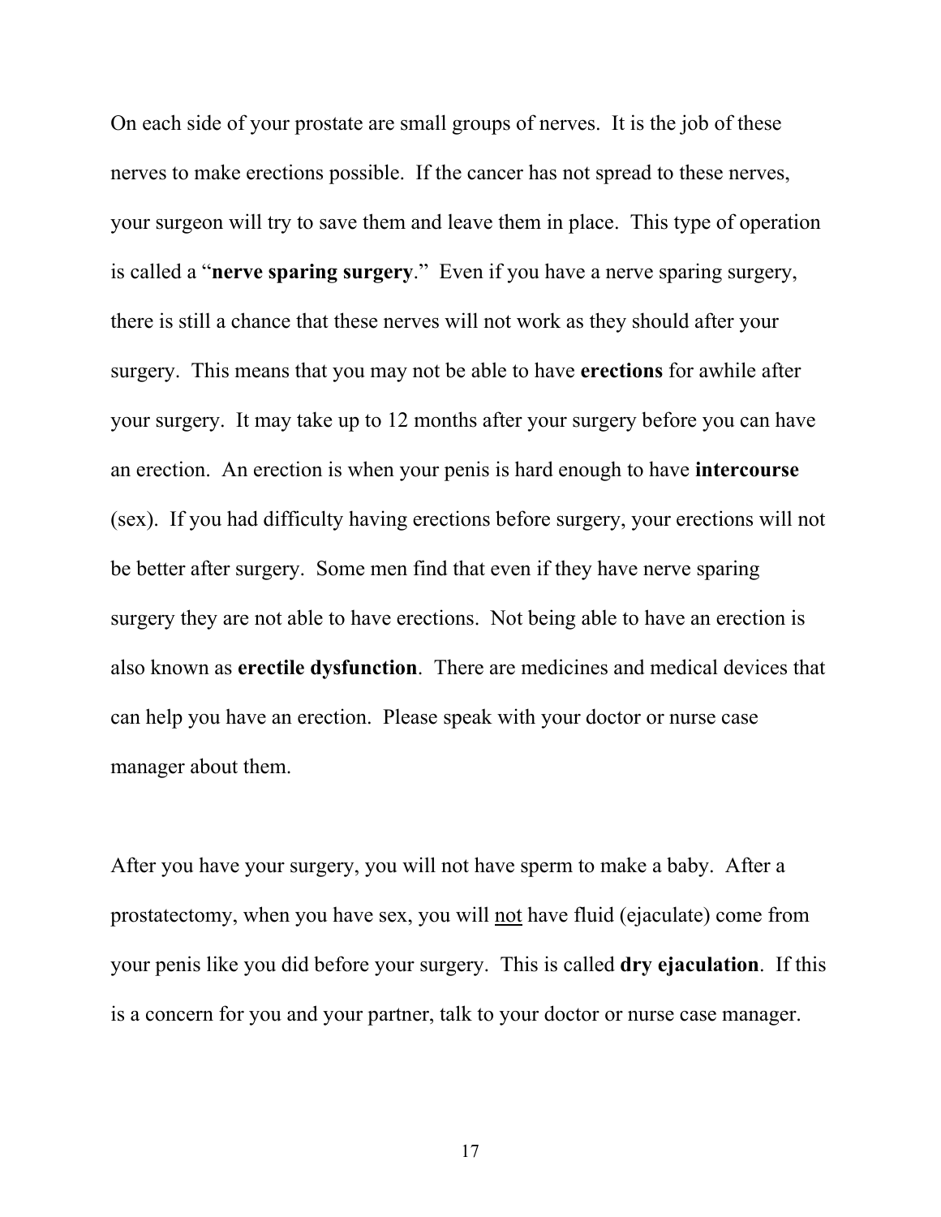On each side of your prostate are small groups of nerves. It is the job of these nerves to make erections possible. If the cancer has not spread to these nerves, your surgeon will try to save them and leave them in place. This type of operation is called a "**nerve sparing surgery**." Even if you have a nerve sparing surgery, there is still a chance that these nerves will not work as they should after your surgery. This means that you may not be able to have **erections** for awhile after your surgery. It may take up to 12 months after your surgery before you can have an erection. An erection is when your penis is hard enough to have **intercourse** (sex). If you had difficulty having erections before surgery, your erections will not be better after surgery. Some men find that even if they have nerve sparing surgery they are not able to have erections. Not being able to have an erection is also known as **erectile dysfunction**. There are medicines and medical devices that can help you have an erection. Please speak with your doctor or nurse case manager about them.

After you have your surgery, you will not have sperm to make a baby. After a prostatectomy, when you have sex, you will <u>not</u> have fluid (ejaculate) come from your penis like you did before your surgery. This is called **dry ejaculation**. If this is a concern for you and your partner, talk to your doctor or nurse case manager.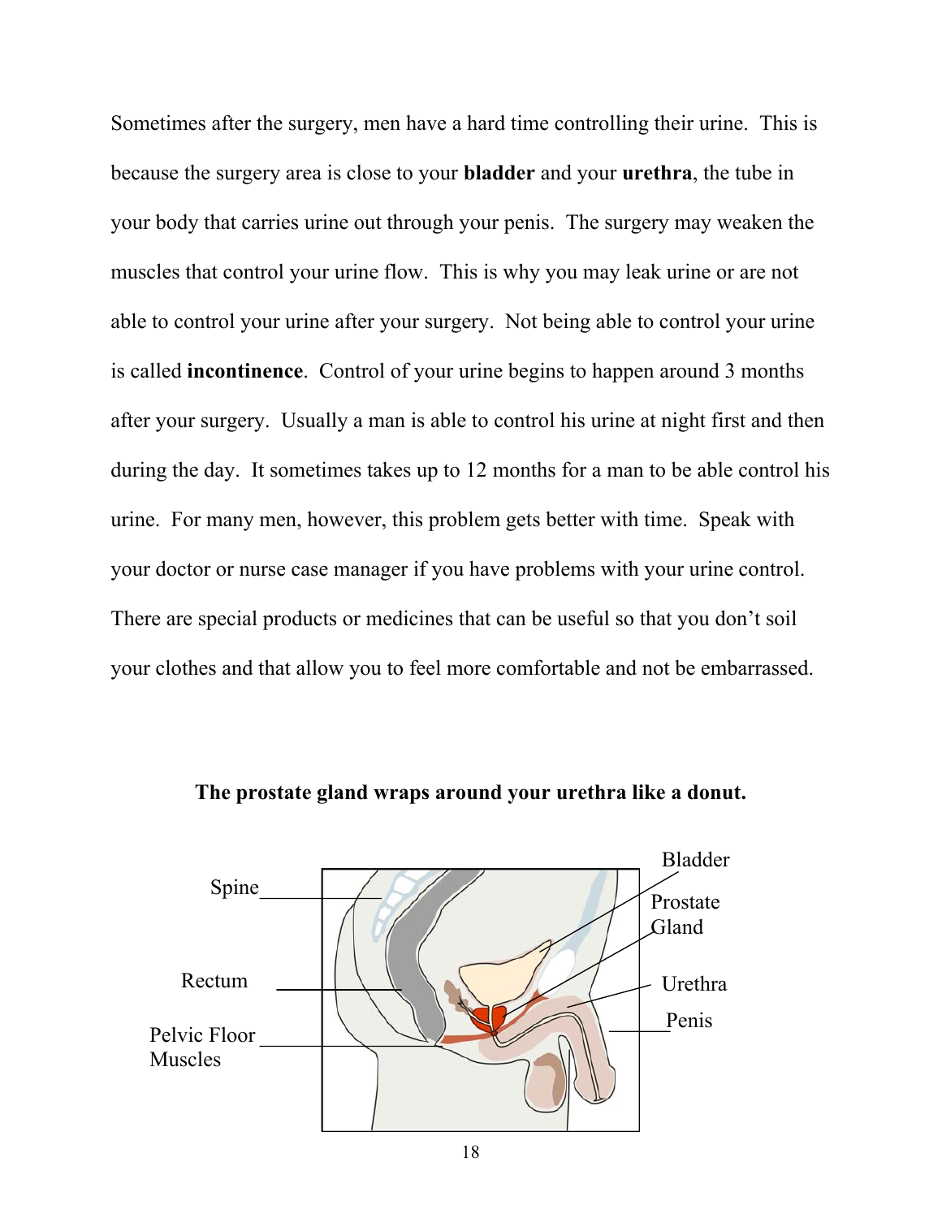Sometimes after the surgery, men have a hard time controlling their urine. This is because the surgery area is close to your **bladder** and your **urethra**, the tube in your body that carries urine out through your penis. The surgery may weaken the muscles that control your urine flow. This is why you may leak urine or are not able to control your urine after your surgery. Not being able to control your urine is called **incontinence**. Control of your urine begins to happen around 3 months after your surgery. Usually a man is able to control his urine at night first and then during the day. It sometimes takes up to 12 months for a man to be able control his urine. For many men, however, this problem gets better with time. Speak with your doctor or nurse case manager if you have problems with your urine control. There are special products or medicines that can be useful so that you don't soil your clothes and that allow you to feel more comfortable and not be embarrassed.

**The prostate gland wraps around your urethra like a donut.**

Spine

Rectum

Pelvic Floor Muscles

Bladder

Prostate Gland

Urethra

Penis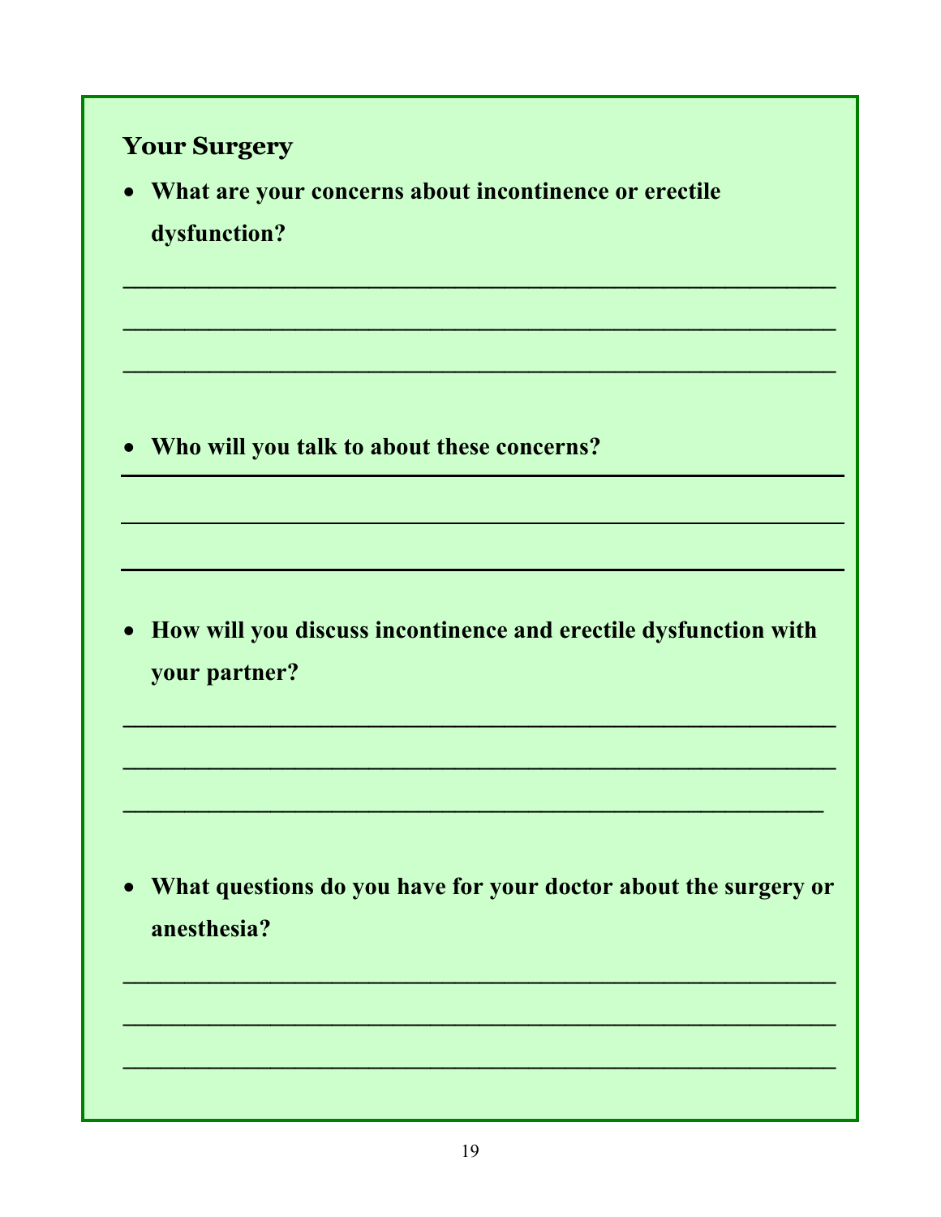### Your Surgery

- **What are your concerns about incontinence or erectile dysfunction?**

\_\_\_\_\_\_\_\_\_\_\_\_\_\_\_\_\_\_\_\_\_\_\_\_\_\_\_\_\_\_\_\_\_\_\_\_\_\_\_\_\_\_\_\_\_\_\_\_\_\_\_\_\_\_\_\_

\_\_\_\_\_\_\_\_\_\_\_\_\_\_\_\_\_\_\_\_\_\_\_\_\_\_\_\_\_\_\_\_\_\_\_\_\_\_\_\_\_\_\_\_\_\_\_\_\_\_\_\_\_\_\_\_

\_\_\_\_\_\_\_\_\_\_\_\_\_\_\_\_\_\_\_\_\_\_\_\_\_\_\_\_\_\_\_\_\_\_\_\_\_\_\_\_\_\_\_\_\_\_\_\_\_\_\_\_\_\_\_\_

- **Who will you talk to about these concerns?**

\_\_\_\_\_\_\_\_\_\_\_\_\_\_\_\_\_\_\_\_\_\_\_\_\_\_\_\_\_\_\_\_\_\_\_\_\_\_\_\_\_\_\_\_\_\_\_\_\_\_\_\_\_\_\_\_

\_\_\_\_\_\_\_\_\_\_\_\_\_\_\_\_\_\_\_\_\_\_\_\_\_\_\_\_\_\_\_\_\_\_\_\_\_\_\_\_\_\_\_\_\_\_\_\_\_\_\_\_\_\_\_\_

\_\_\_\_\_\_\_\_\_\_\_\_\_\_\_\_\_\_\_\_\_\_\_\_\_\_\_\_\_\_\_\_\_\_\_\_\_\_\_\_\_\_\_\_\_\_\_\_\_\_\_\_\_\_\_\_

- **How will you discuss incontinence and erectile dysfunction with your partner?**

\_\_\_\_\_\_\_\_\_\_\_\_\_\_\_\_\_\_\_\_\_\_\_\_\_\_\_\_\_\_\_\_\_\_\_\_\_\_\_\_\_\_\_\_\_\_\_\_\_\_\_\_\_\_\_\_

\_\_\_\_\_\_\_\_\_\_\_\_\_\_\_\_\_\_\_\_\_\_\_\_\_\_\_\_\_\_\_\_\_\_\_\_\_\_\_\_\_\_\_\_\_\_\_\_\_\_\_\_\_\_\_\_

\_\_\_\_\_\_\_\_\_\_\_\_\_\_\_\_\_\_\_\_\_\_\_\_\_\_\_\_\_\_\_\_\_\_\_\_\_\_\_\_\_\_\_\_\_\_\_\_\_\_\_\_\_\_\_\_

- **What questions do you have for your doctor about the surgery or anesthesia?**

\_\_\_\_\_\_\_\_\_\_\_\_\_\_\_\_\_\_\_\_\_\_\_\_\_\_\_\_\_\_\_\_\_\_\_\_\_\_\_\_\_\_\_\_\_\_\_\_\_\_\_\_\_\_\_\_

\_\_\_\_\_\_\_\_\_\_\_\_\_\_\_\_\_\_\_\_\_\_\_\_\_\_\_\_\_\_\_\_\_\_\_\_\_\_\_\_\_\_\_\_\_\_\_\_\_\_\_\_\_\_\_\_

\_\_\_\_\_\_\_\_\_\_\_\_\_\_\_\_\_\_\_\_\_\_\_\_\_\_\_\_\_\_\_\_\_\_\_\_\_\_\_\_\_\_\_\_\_\_\_\_\_\_\_\_\_\_\_\_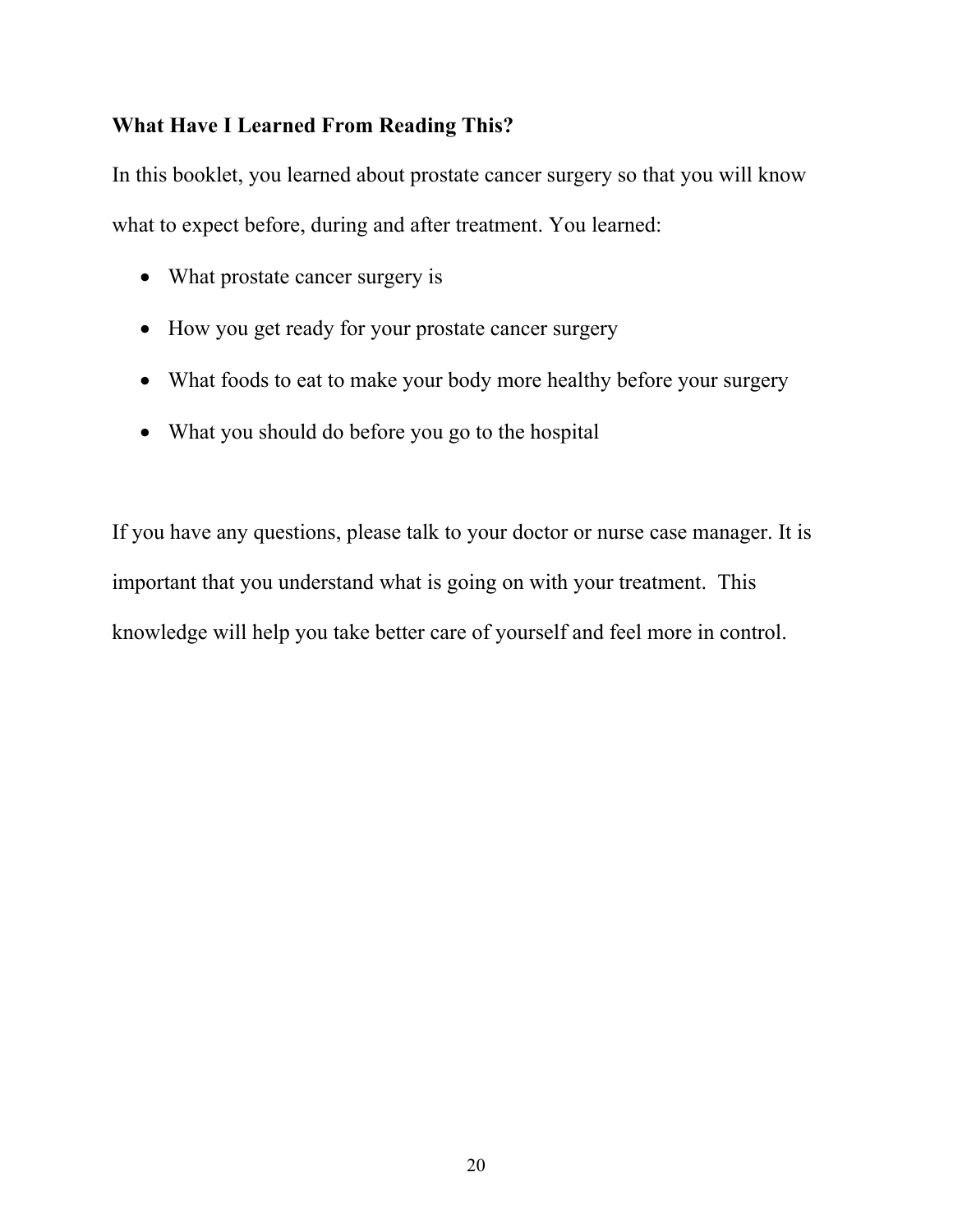## What Have I Learned From Reading This?

In this booklet, you learned about prostate cancer surgery so that you will know what to expect before, during and after treatment. You learned:

- What prostate cancer surgery is
- How you get ready for your prostate cancer surgery
- What foods to eat to make your body more healthy before your surgery
- What you should do before you go to the hospital

If you have any questions, please talk to your doctor or nurse case manager. It is important that you understand what is going on with your treatment. This knowledge will help you take better care of yourself and feel more in control.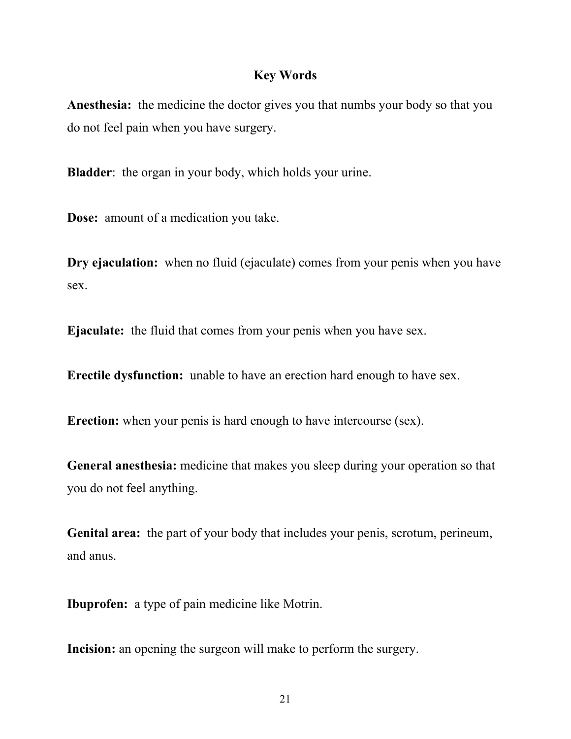## Key Words

**Anesthesia:** the medicine the doctor gives you that numbs your body so that you do not feel pain when you have surgery.

**Bladder**: the organ in your body, which holds your urine.

**Dose:** amount of a medication you take.

**Dry ejaculation:** when no fluid (ejaculate) comes from your penis when you have sex.

**Ejaculate:** the fluid that comes from your penis when you have sex.

**Erectile dysfunction:** unable to have an erection hard enough to have sex.

**Erection:** when your penis is hard enough to have intercourse (sex).

**General anesthesia:** medicine that makes you sleep during your operation so that you do not feel anything.

**Genital area:** the part of your body that includes your penis, scrotum, perineum, and anus.

**Ibuprofen:** a type of pain medicine like Motrin.

**Incision:** an opening the surgeon will make to perform the surgery.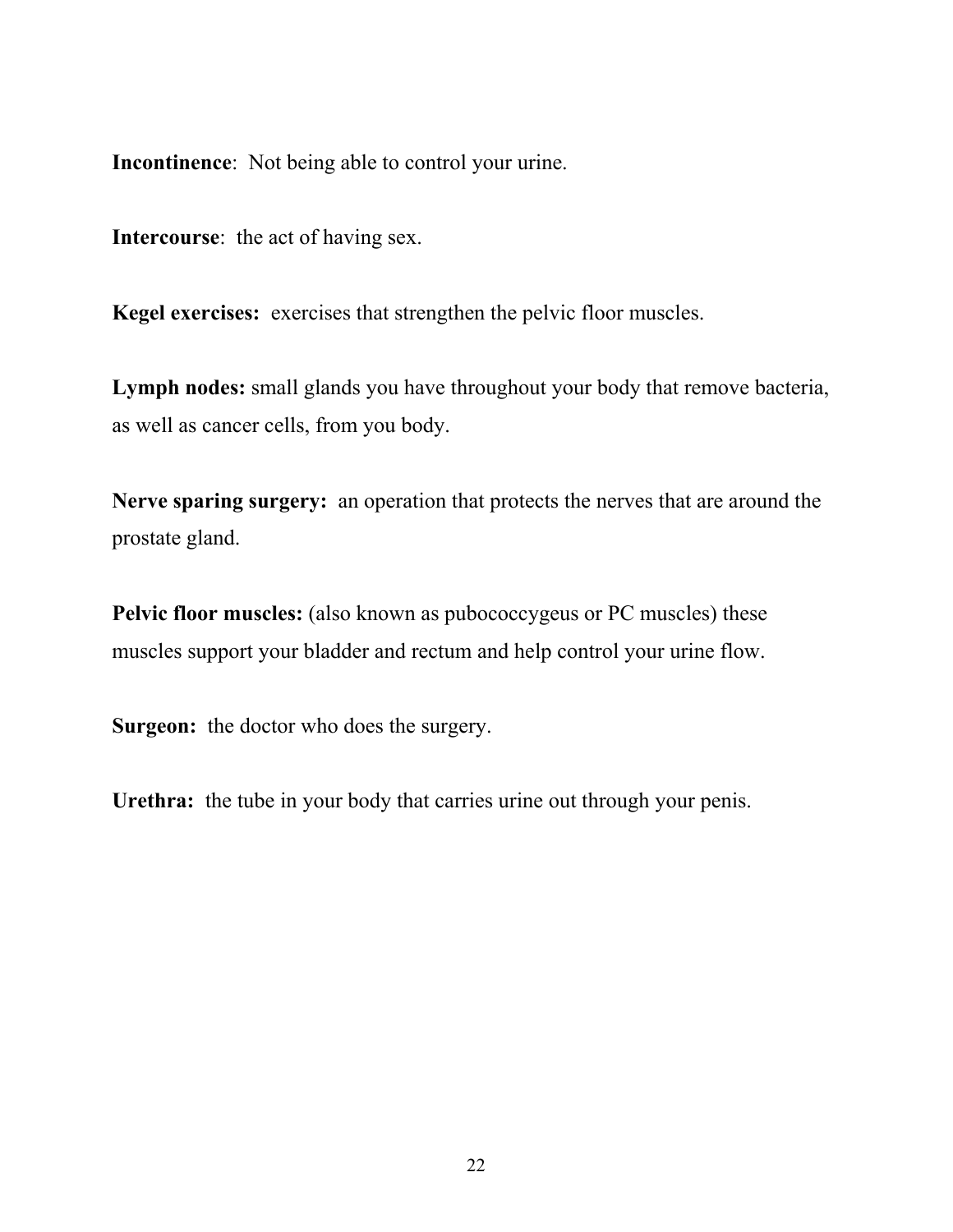**Incontinence**: Not being able to control your urine.

**Intercourse**: the act of having sex.

**Kegel exercises:** exercises that strengthen the pelvic floor muscles.

**Lymph nodes:** small glands you have throughout your body that remove bacteria, as well as cancer cells, from you body.

**Nerve sparing surgery:** an operation that protects the nerves that are around the prostate gland.

**Pelvic floor muscles:** (also known as pubococcygeus or PC muscles) these muscles support your bladder and rectum and help control your urine flow.

**Surgeon:** the doctor who does the surgery.

**Urethra:** the tube in your body that carries urine out through your penis.